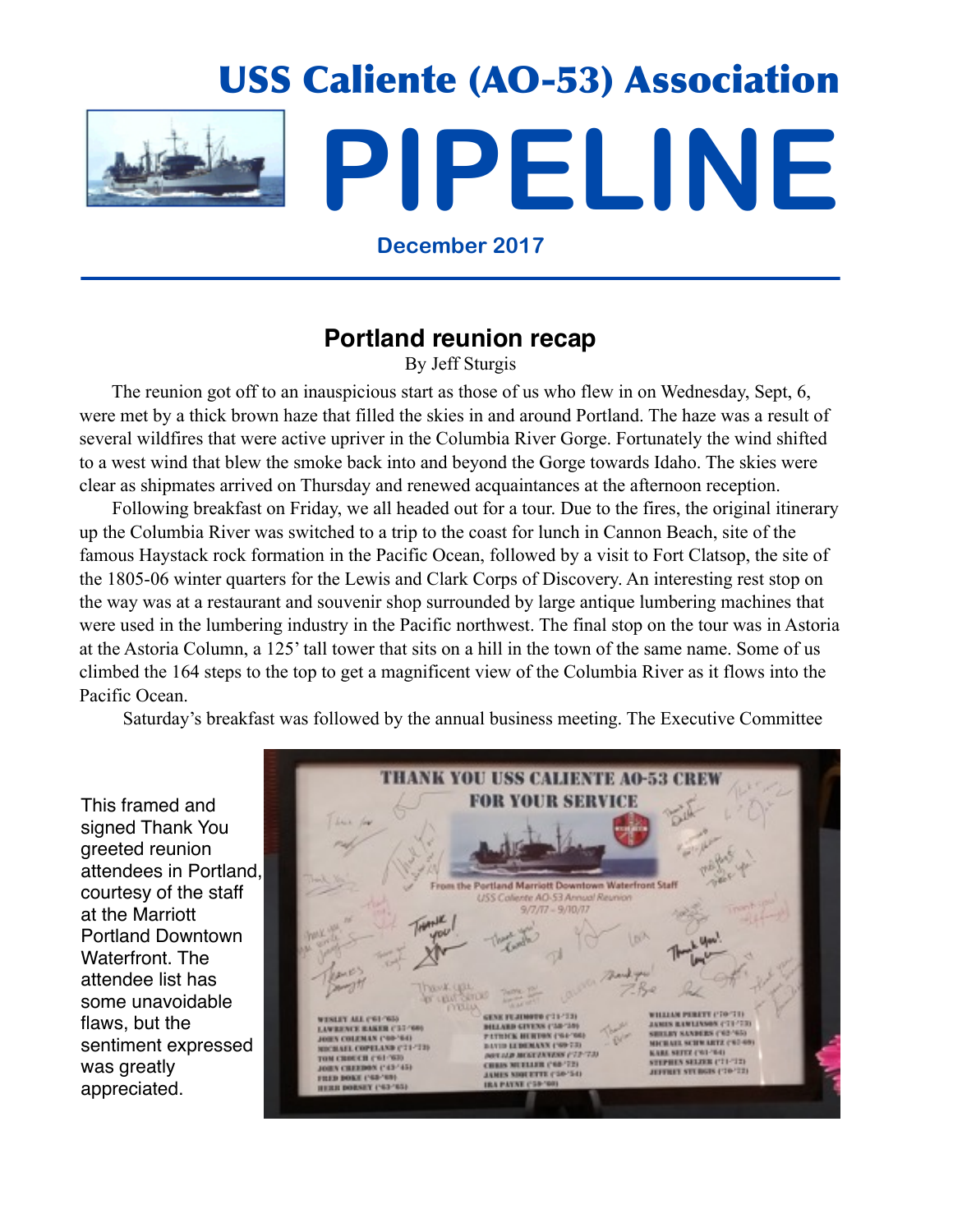# USS Caliente (AO-53) Association

# PIPELINE

**December 2017**

---

## Portland reunion recap

By Jeff Sturgis

The reunion got off to an inauspicious start as those of us who flew in on Wednesday, Sept, 6, were met by a thick brown haze that filled the skies in and around Portland. The haze was a result of several wildfires that were active upriver in the Columbia River Gorge. Fortunately the wind shifted to a west wind that blew the smoke back into and beyond the Gorge towards Idaho. The skies were clear as shipmates arrived on Thursday and renewed acquaintances at the afternoon reception.

Following breakfast on Friday, we all headed out for a tour. Due to the fires, the original itinerary up the Columbia River was switched to a trip to the coast for lunch in Cannon Beach, site of the famous Haystack rock formation in the Pacific Ocean, followed by a visit to Fort Clatsop, the site of the 1805-06 winter quarters for the Lewis and Clark Corps of Discovery. An interesting rest stop on the way was at a restaurant and souvenir shop surrounded by large antique lumbering machines that were used in the lumbering industry in the Pacific northwest. The final stop on the tour was in Astoria at the Astoria Column, a 125' tall tower that sits on a hill in the town of the same name. Some of us climbed the 164 steps to the top to get a magnificent view of the Columbia River as it flows into the Pacific Ocean.

Saturday's breakfast was followed by the annual business meeting. The Executive Committee

This framed and signed Thank You greeted reunion attendees in Portland, courtesy of the staff at the Marriott Portland Downtown Waterfront. The attendee list has some unavoidable flaws, but the sentiment expressed was greatly appreciated.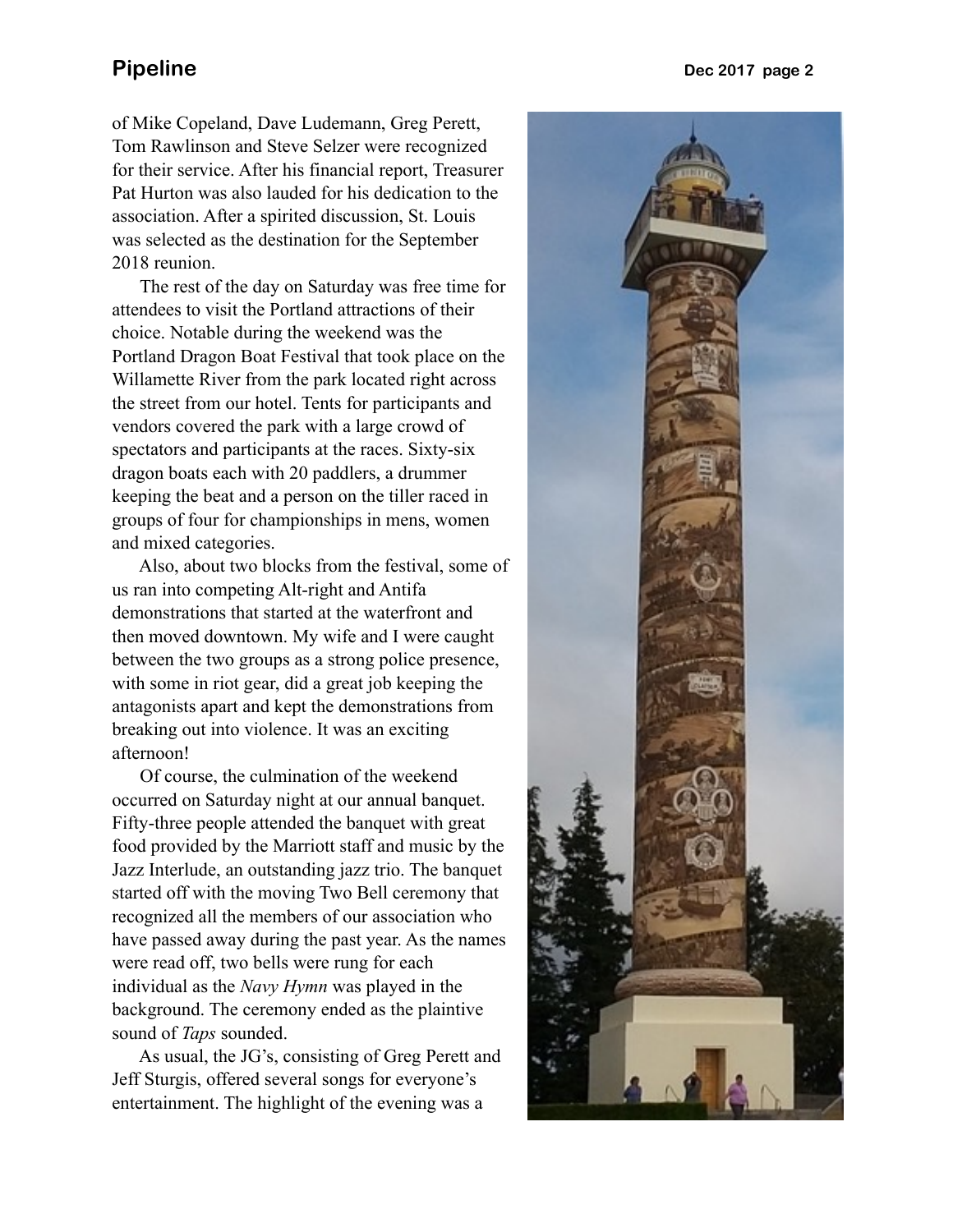of Mike Copeland, Dave Ludemann, Greg Perett, Tom Rawlinson and Steve Selzer were recognized for their service. After his financial report, Treasurer Pat Hurton was also lauded for his dedication to the association. After a spirited discussion, St. Louis was selected as the destination for the September 2018 reunion.

The rest of the day on Saturday was free time for attendees to visit the Portland attractions of their choice. Notable during the weekend was the Portland Dragon Boat Festival that took place on the Willamette River from the park located right across the street from our hotel. Tents for participants and vendors covered the park with a large crowd of spectators and participants at the races. Sixty-six dragon boats each with 20 paddlers, a drummer keeping the beat and a person on the tiller raced in groups of four for championships in mens, women and mixed categories.

Also, about two blocks from the festival, some of us ran into competing Alt-right and Antifa demonstrations that started at the waterfront and then moved downtown. My wife and I were caught between the two groups as a strong police presence, with some in riot gear, did a great job keeping the antagonists apart and kept the demonstrations from breaking out into violence. It was an exciting afternoon!

Of course, the culmination of the weekend occurred on Saturday night at our annual banquet. Fifty-three people attended the banquet with great food provided by the Marriott staff and music by the Jazz Interlude, an outstanding jazz trio. The banquet started off with the moving Two Bell ceremony that recognized all the members of our association who have passed away during the past year. As the names were read off, two bells were rung for each individual as the *Navy Hymn* was played in the background. The ceremony ended as the plaintive sound of *Taps* sounded.

As usual, the JG's, consisting of Greg Perett and Jeff Sturgis, offered several songs for everyone's entertainment. The highlight of the evening was a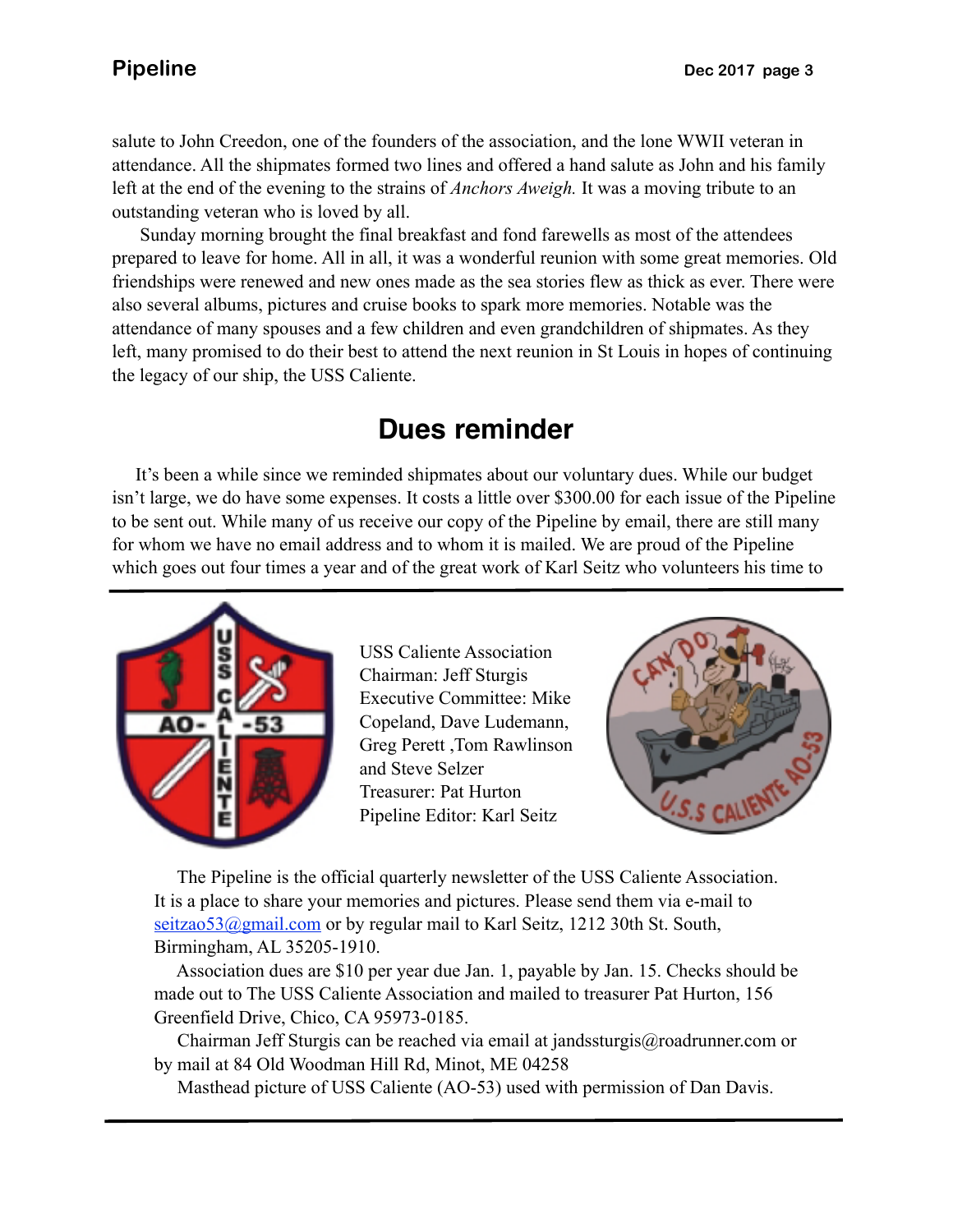salute to John Creedon, one of the founders of the association, and the lone WWII veteran in attendance. All the shipmates formed two lines and offered a hand salute as John and his family left at the end of the evening to the strains of *Anchors Aweigh.* It was a moving tribute to an outstanding veteran who is loved by all.

Sunday morning brought the final breakfast and fond farewells as most of the attendees prepared to leave for home. All in all, it was a wonderful reunion with some great memories. Old friendships were renewed and new ones made as the sea stories flew as thick as ever. There were also several albums, pictures and cruise books to spark more memories. Notable was the attendance of many spouses and a few children and even grandchildren of shipmates. As they left, many promised to do their best to attend the next reunion in St Louis in hopes of continuing the legacy of our ship, the USS Caliente.

## Dues reminder

It's been a while since we reminded shipmates about our voluntary dues. While our budget isn't large, we do have some expenses. It costs a little over $300.00 for each issue of the Pipeline to be sent out. While many of us receive our copy of the Pipeline by email, there are still many for whom we have no email address and to whom it is mailed. We are proud of the Pipeline which goes out four times a year and of the great work of Karl Seitz who volunteers his time to

---

USS Caliente Association
Chairman: Jeff Sturgis
Executive Committee: Mike Copeland, Dave Ludemann, Greg Perett ,Tom Rawlinson and Steve Selzer
Treasurer: Pat Hurton
Pipeline Editor: Karl Seitz

The Pipeline is the official quarterly newsletter of the USS Caliente Association. It is a place to share your memories and pictures. Please send them via e-mail to seitzao53@gmail.com or by regular mail to Karl Seitz, 1212 30th St. South, Birmingham, AL 35205-1910.

Association dues are $10 per year due Jan. 1, payable by Jan. 15. Checks should be made out to The USS Caliente Association and mailed to treasurer Pat Hurton, 156 Greenfield Drive, Chico, CA 95973-0185.

Chairman Jeff Sturgis can be reached via email at jandssturgis@roadrunner.com or by mail at 84 Old Woodman Hill Rd, Minot, ME 04258

Masthead picture of USS Caliente (AO-53) used with permission of Dan Davis.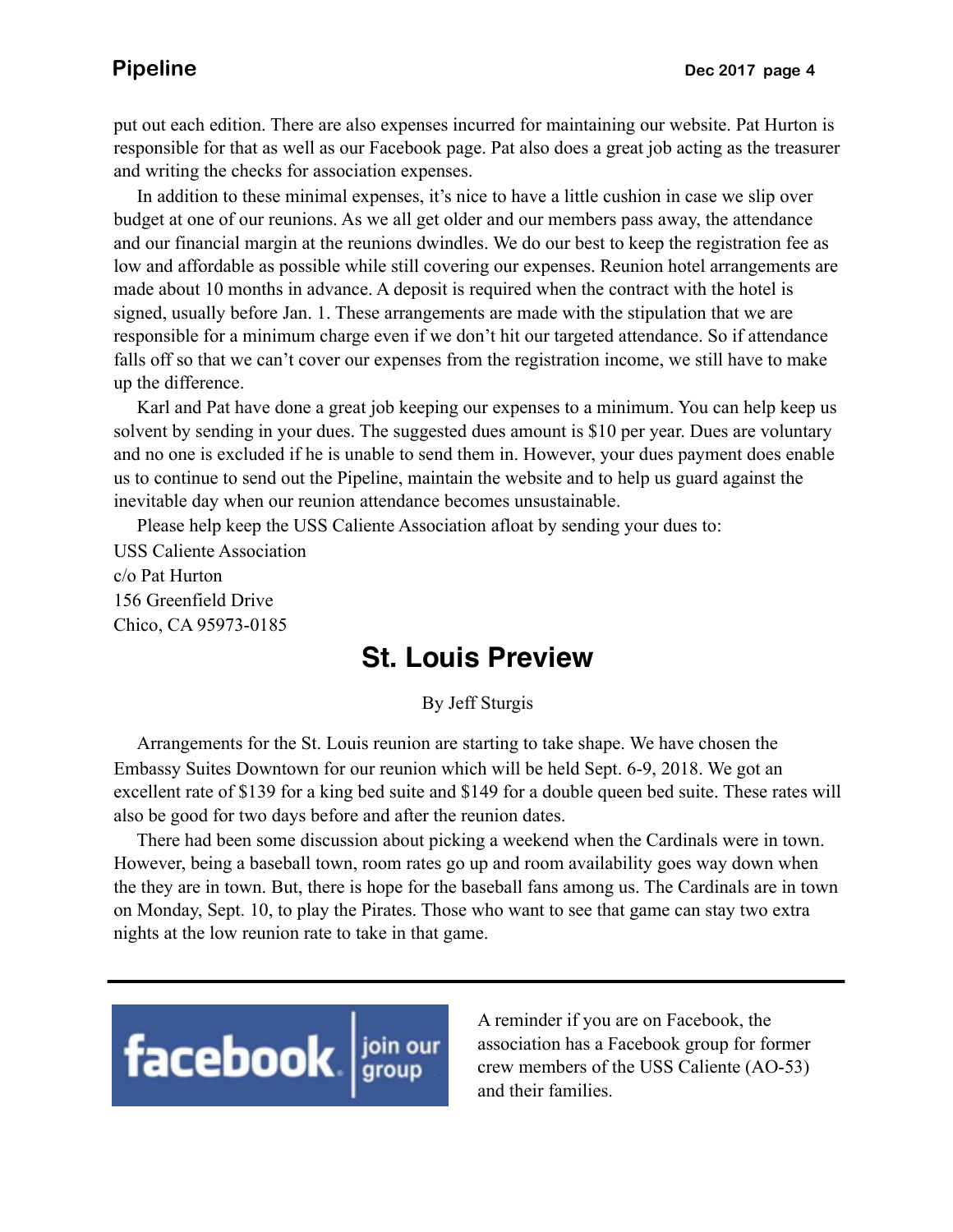put out each edition. There are also expenses incurred for maintaining our website. Pat Hurton is responsible for that as well as our Facebook page. Pat also does a great job acting as the treasurer and writing the checks for association expenses.

In addition to these minimal expenses, it's nice to have a little cushion in case we slip over budget at one of our reunions. As we all get older and our members pass away, the attendance and our financial margin at the reunions dwindles. We do our best to keep the registration fee as low and affordable as possible while still covering our expenses. Reunion hotel arrangements are made about 10 months in advance. A deposit is required when the contract with the hotel is signed, usually before Jan. 1. These arrangements are made with the stipulation that we are responsible for a minimum charge even if we don't hit our targeted attendance. So if attendance falls off so that we can't cover our expenses from the registration income, we still have to make up the difference.

Karl and Pat have done a great job keeping our expenses to a minimum. You can help keep us solvent by sending in your dues. The suggested dues amount is $10 per year. Dues are voluntary and no one is excluded if he is unable to send them in. However, your dues payment does enable us to continue to send out the Pipeline, maintain the website and to help us guard against the inevitable day when our reunion attendance becomes unsustainable.

Please help keep the USS Caliente Association afloat by sending your dues to:

USS Caliente Association
c/o Pat Hurton
156 Greenfield Drive
Chico, CA 95973-0185

## St. Louis Preview

By Jeff Sturgis

Arrangements for the St. Louis reunion are starting to take shape. We have chosen the Embassy Suites Downtown for our reunion which will be held Sept. 6-9, 2018. We got an excellent rate of $139 for a king bed suite and $149 for a double queen bed suite. These rates will also be good for two days before and after the reunion dates.

There had been some discussion about picking a weekend when the Cardinals were in town. However, being a baseball town, room rates go up and room availability goes way down when the they are in town. But, there is hope for the baseball fans among us. The Cardinals are in town on Monday, Sept. 10, to play the Pirates. Those who want to see that game can stay two extra nights at the low reunion rate to take in that game.

---

facebook | join our group

A reminder if you are on Facebook, the association has a Facebook group for former crew members of the USS Caliente (AO-53) and their families.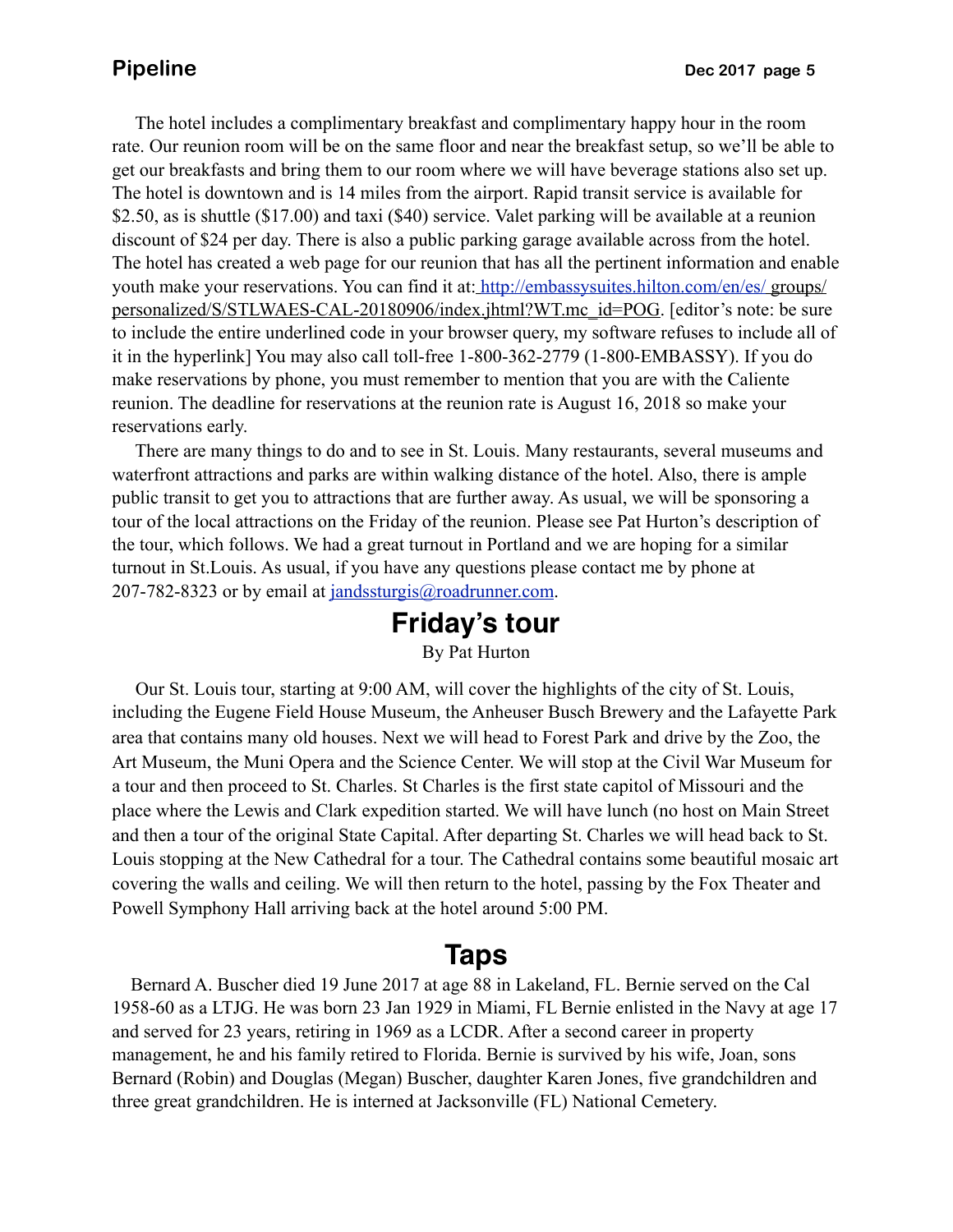The hotel includes a complimentary breakfast and complimentary happy hour in the room rate. Our reunion room will be on the same floor and near the breakfast setup, so we'll be able to get our breakfasts and bring them to our room where we will have beverage stations also set up. The hotel is downtown and is 14 miles from the airport. Rapid transit service is available for $2.50, as is shuttle ($17.00) and taxi ($40) service. Valet parking will be available at a reunion discount of $24 per day. There is also a public parking garage available across from the hotel. The hotel has created a web page for our reunion that has all the pertinent information and enable youth make your reservations. You can find it at: http://embassysuites.hilton.com/en/es/ groups/personalized/S/STLWAES-CAL-20180906/index.jhtml?WT.mc_id=POG. [editor's note: be sure to include the entire underlined code in your browser query, my software refuses to include all of it in the hyperlink] You may also call toll-free 1-800-362-2779 (1-800-EMBASSY). If you do make reservations by phone, you must remember to mention that you are with the Caliente reunion. The deadline for reservations at the reunion rate is August 16, 2018 so make your reservations early.

There are many things to do and to see in St. Louis. Many restaurants, several museums and waterfront attractions and parks are within walking distance of the hotel. Also, there is ample public transit to get you to attractions that are further away. As usual, we will be sponsoring a tour of the local attractions on the Friday of the reunion. Please see Pat Hurton's description of the tour, which follows. We had a great turnout in Portland and we are hoping for a similar turnout in St.Louis. As usual, if you have any questions please contact me by phone at 207-782-8323 or by email at jandssturgis@roadrunner.com.

## Friday's tour

By Pat Hurton

Our St. Louis tour, starting at 9:00 AM, will cover the highlights of the city of St. Louis, including the Eugene Field House Museum, the Anheuser Busch Brewery and the Lafayette Park area that contains many old houses. Next we will head to Forest Park and drive by the Zoo, the Art Museum, the Muni Opera and the Science Center. We will stop at the Civil War Museum for a tour and then proceed to St. Charles. St Charles is the first state capitol of Missouri and the place where the Lewis and Clark expedition started. We will have lunch (no host on Main Street and then a tour of the original State Capital. After departing St. Charles we will head back to St. Louis stopping at the New Cathedral for a tour. The Cathedral contains some beautiful mosaic art covering the walls and ceiling. We will then return to the hotel, passing by the Fox Theater and Powell Symphony Hall arriving back at the hotel around 5:00 PM.

## Taps

Bernard A. Buscher died 19 June 2017 at age 88 in Lakeland, FL. Bernie served on the Cal 1958-60 as a LTJG. He was born 23 Jan 1929 in Miami, FL Bernie enlisted in the Navy at age 17 and served for 23 years, retiring in 1969 as a LCDR. After a second career in property management, he and his family retired to Florida. Bernie is survived by his wife, Joan, sons Bernard (Robin) and Douglas (Megan) Buscher, daughter Karen Jones, five grandchildren and three great grandchildren. He is interned at Jacksonville (FL) National Cemetery.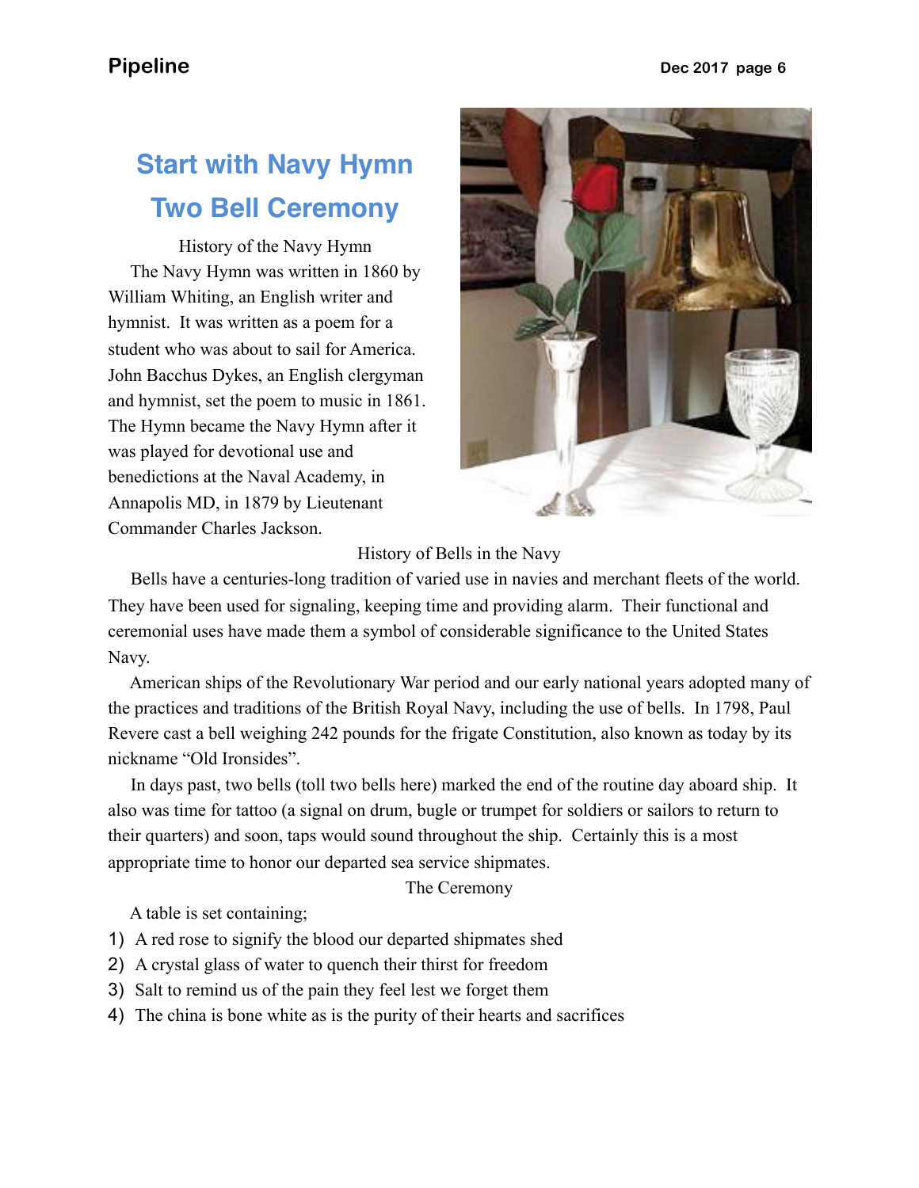# Start with Navy Hymn
# Two Bell Ceremony

### History of the Navy Hymn

The Navy Hymn was written in 1860 by William Whiting, an English writer and hymnist. It was written as a poem for a student who was about to sail for America. John Bacchus Dykes, an English clergyman and hymnist, set the poem to music in 1861. The Hymn became the Navy Hymn after it was played for devotional use and benedictions at the Naval Academy, in Annapolis MD, in 1879 by Lieutenant Commander Charles Jackson.

### History of Bells in the Navy

Bells have a centuries-long tradition of varied use in navies and merchant fleets of the world. They have been used for signaling, keeping time and providing alarm. Their functional and ceremonial uses have made them a symbol of considerable significance to the United States Navy.

American ships of the Revolutionary War period and our early national years adopted many of the practices and traditions of the British Royal Navy, including the use of bells. In 1798, Paul Revere cast a bell weighing 242 pounds for the frigate Constitution, also known as today by its nickname "Old Ironsides".

In days past, two bells (toll two bells here) marked the end of the routine day aboard ship. It also was time for tattoo (a signal on drum, bugle or trumpet for soldiers or sailors to return to their quarters) and soon, taps would sound throughout the ship. Certainly this is a most appropriate time to honor our departed sea service shipmates.

### The Ceremony

A table is set containing;

1) A red rose to signify the blood our departed shipmates shed
2) A crystal glass of water to quench their thirst for freedom
3) Salt to remind us of the pain they feel lest we forget them
4) The china is bone white as is the purity of their hearts and sacrifices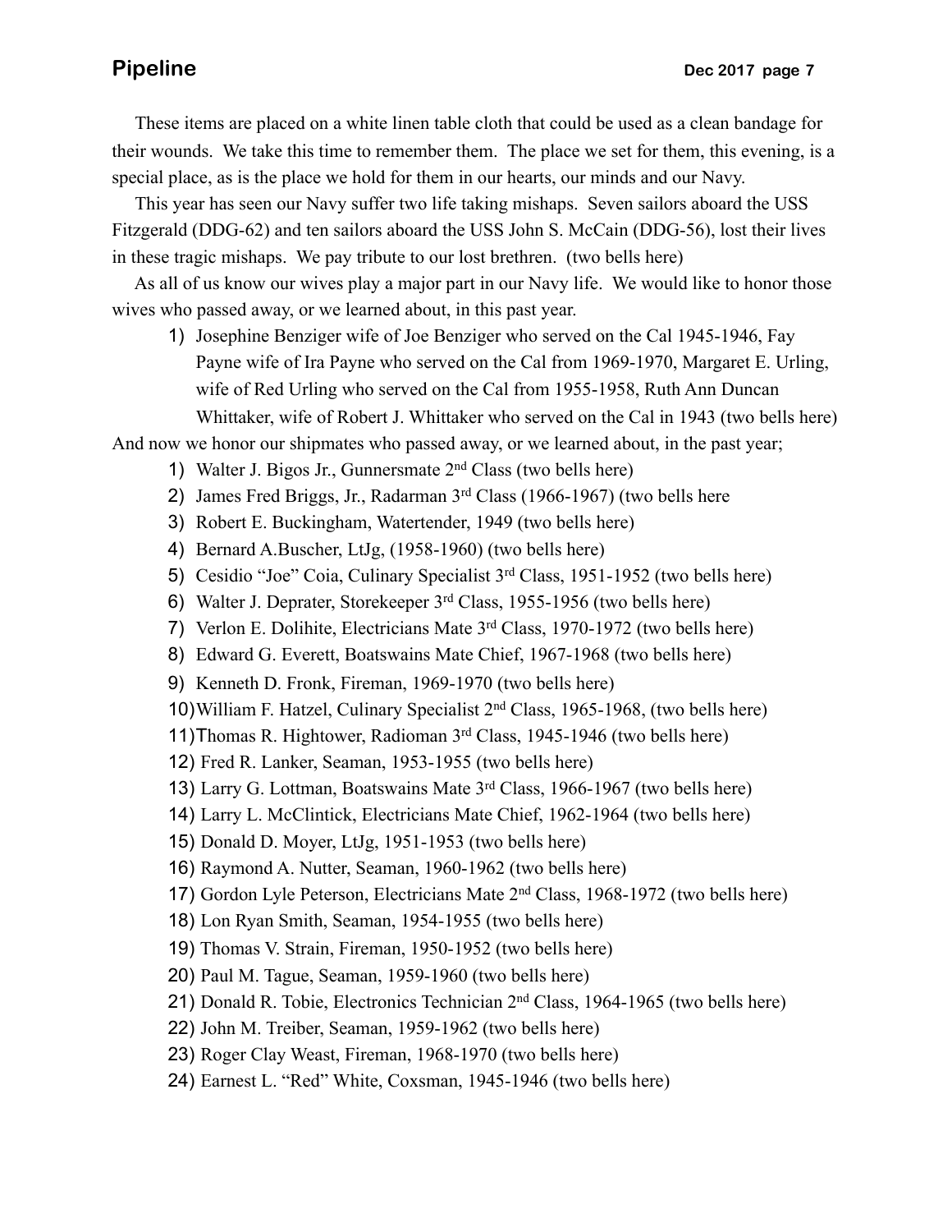These items are placed on a white linen table cloth that could be used as a clean bandage for their wounds. We take this time to remember them. The place we set for them, this evening, is a special place, as is the place we hold for them in our hearts, our minds and our Navy.

This year has seen our Navy suffer two life taking mishaps. Seven sailors aboard the USS Fitzgerald (DDG-62) and ten sailors aboard the USS John S. McCain (DDG-56), lost their lives in these tragic mishaps. We pay tribute to our lost brethren. (two bells here)

As all of us know our wives play a major part in our Navy life. We would like to honor those wives who passed away, or we learned about, in this past year.

1) Josephine Benziger wife of Joe Benziger who served on the Cal 1945-1946, Fay Payne wife of Ira Payne who served on the Cal from 1969-1970, Margaret E. Urling, wife of Red Urling who served on the Cal from 1955-1958, Ruth Ann Duncan Whittaker, wife of Robert J. Whittaker who served on the Cal in 1943 (two bells here)

And now we honor our shipmates who passed away, or we learned about, in the past year;

1) Walter J. Bigos Jr., Gunnersmate 2nd Class (two bells here)
2) James Fred Briggs, Jr., Radarman 3rd Class (1966-1967) (two bells here
3) Robert E. Buckingham, Watertender, 1949 (two bells here)
4) Bernard A.Buscher, LtJg, (1958-1960) (two bells here)
5) Cesidio "Joe" Coia, Culinary Specialist 3rd Class, 1951-1952 (two bells here)
6) Walter J. Deprater, Storekeeper 3rd Class, 1955-1956 (two bells here)
7) Verlon E. Dolihite, Electricians Mate 3rd Class, 1970-1972 (two bells here)
8) Edward G. Everett, Boatswains Mate Chief, 1967-1968 (two bells here)
9) Kenneth D. Fronk, Fireman, 1969-1970 (two bells here)
10) William F. Hatzel, Culinary Specialist 2nd Class, 1965-1968, (two bells here)
11) Thomas R. Hightower, Radioman 3rd Class, 1945-1946 (two bells here)
12) Fred R. Lanker, Seaman, 1953-1955 (two bells here)
13) Larry G. Lottman, Boatswains Mate 3rd Class, 1966-1967 (two bells here)
14) Larry L. McClintick, Electricians Mate Chief, 1962-1964 (two bells here)
15) Donald D. Moyer, LtJg, 1951-1953 (two bells here)
16) Raymond A. Nutter, Seaman, 1960-1962 (two bells here)
17) Gordon Lyle Peterson, Electricians Mate 2nd Class, 1968-1972 (two bells here)
18) Lon Ryan Smith, Seaman, 1954-1955 (two bells here)
19) Thomas V. Strain, Fireman, 1950-1952 (two bells here)
20) Paul M. Tague, Seaman, 1959-1960 (two bells here)
21) Donald R. Tobie, Electronics Technician 2nd Class, 1964-1965 (two bells here)
22) John M. Treiber, Seaman, 1959-1962 (two bells here)
23) Roger Clay Weast, Fireman, 1968-1970 (two bells here)
24) Earnest L. "Red" White, Coxsman, 1945-1946 (two bells here)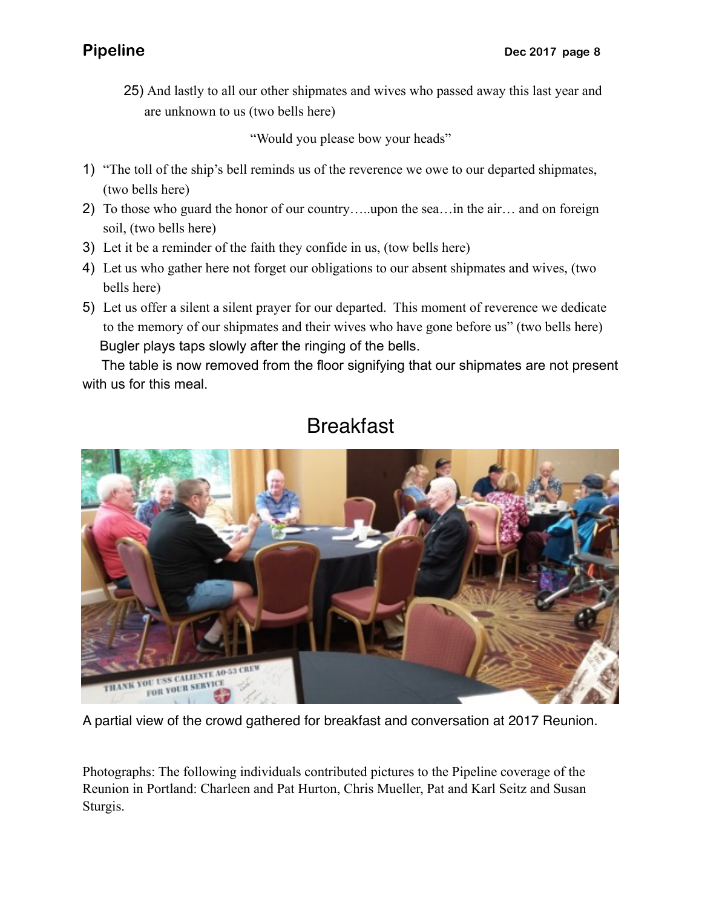25) And lastly to all our other shipmates and wives who passed away this last year and are unknown to us (two bells here)

"Would you please bow your heads"

1) "The toll of the ship's bell reminds us of the reverence we owe to our departed shipmates, (two bells here)
2) To those who guard the honor of our country…..upon the sea…in the air… and on foreign soil, (two bells here)
3) Let it be a reminder of the faith they confide in us, (tow bells here)
4) Let us who gather here not forget our obligations to our absent shipmates and wives, (two bells here)
5) Let us offer a silent a silent prayer for our departed. This moment of reverence we dedicate to the memory of our shipmates and their wives who have gone before us" (two bells here)

Bugler plays taps slowly after the ringing of the bells.

The table is now removed from the floor signifying that our shipmates are not present with us for this meal.

# Breakfast

A partial view of the crowd gathered for breakfast and conversation at 2017 Reunion.

Photographs: The following individuals contributed pictures to the Pipeline coverage of the Reunion in Portland: Charleen and Pat Hurton, Chris Mueller, Pat and Karl Seitz and Susan Sturgis.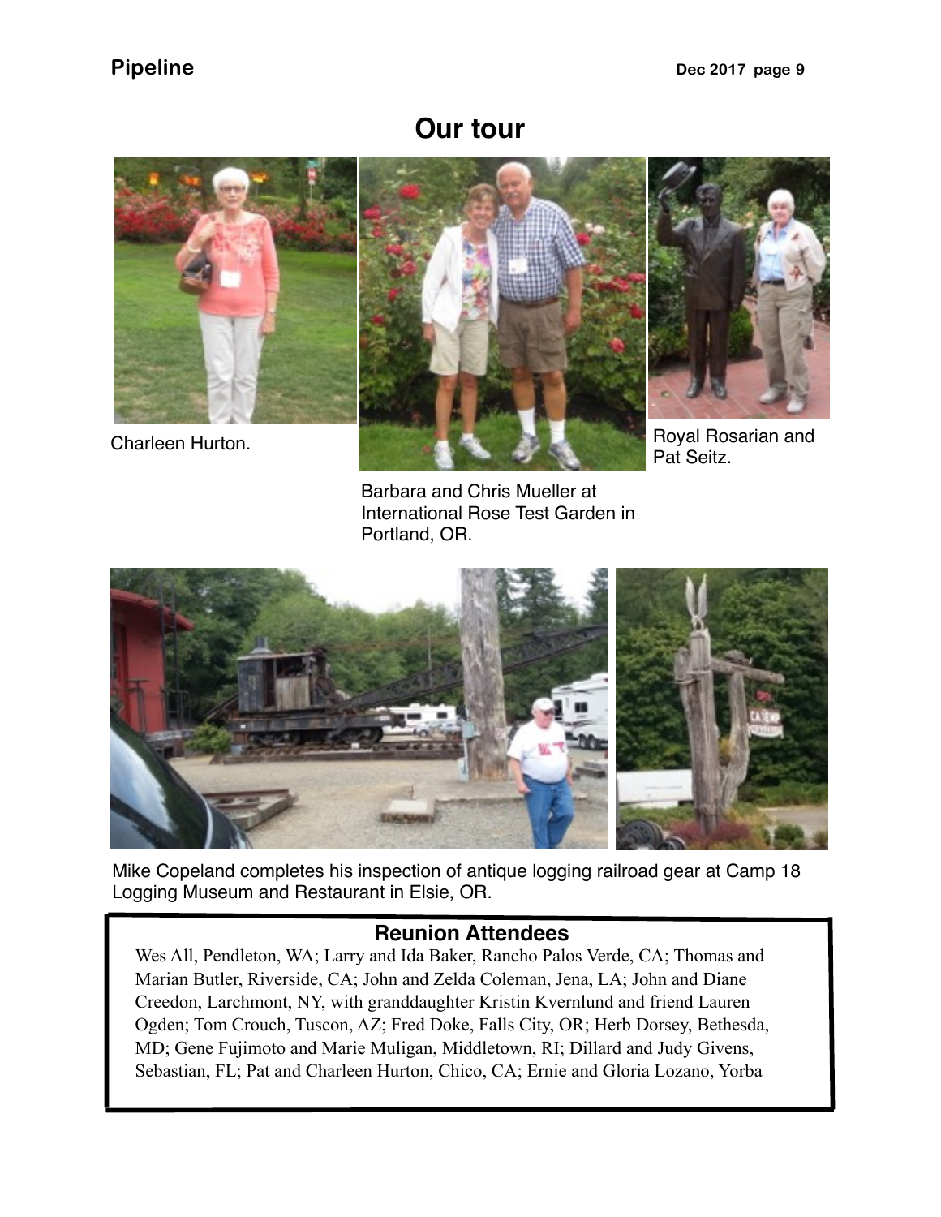# Our tour

Charleen Hurton.

Barbara and Chris Mueller at International Rose Test Garden in Portland, OR.

Royal Rosarian and Pat Seitz.

Mike Copeland completes his inspection of antique logging railroad gear at Camp 18 Logging Museum and Restaurant in Elsie, OR.

## Reunion Attendees

Wes All, Pendleton, WA; Larry and Ida Baker, Rancho Palos Verde, CA; Thomas and Marian Butler, Riverside, CA; John and Zelda Coleman, Jena, LA; John and Diane Creedon, Larchmont, NY, with granddaughter Kristin Kvernlund and friend Lauren Ogden; Tom Crouch, Tuscon, AZ; Fred Doke, Falls City, OR; Herb Dorsey, Bethesda, MD; Gene Fujimoto and Marie Muligan, Middletown, RI; Dillard and Judy Givens, Sebastian, FL; Pat and Charleen Hurton, Chico, CA; Ernie and Gloria Lozano, Yorba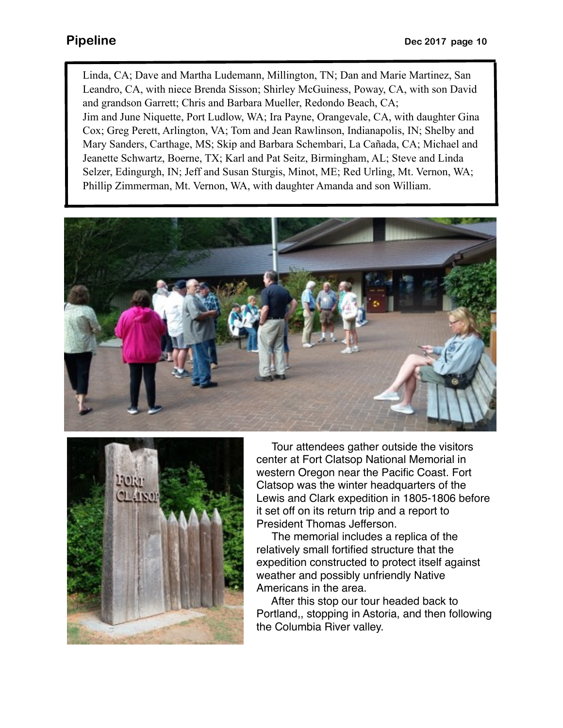Linda, CA; Dave and Martha Ludemann, Millington, TN; Dan and Marie Martinez, San Leandro, CA, with niece Brenda Sisson; Shirley McGuiness, Poway, CA, with son David and grandson Garrett; Chris and Barbara Mueller, Redondo Beach, CA; Jim and June Niquette, Port Ludlow, WA; Ira Payne, Orangevale, CA, with daughter Gina Cox; Greg Perett, Arlington, VA; Tom and Jean Rawlinson, Indianapolis, IN; Shelby and Mary Sanders, Carthage, MS; Skip and Barbara Schembari, La Cañada, CA; Michael and Jeanette Schwartz, Boerne, TX; Karl and Pat Seitz, Birmingham, AL; Steve and Linda Selzer, Edingurgh, IN; Jeff and Susan Sturgis, Minot, ME; Red Urling, Mt. Vernon, WA; Phillip Zimmerman, Mt. Vernon, WA, with daughter Amanda and son William.

Tour attendees gather outside the visitors center at Fort Clatsop National Memorial in western Oregon near the Pacific Coast. Fort Clatsop was the winter headquarters of the Lewis and Clark expedition in 1805-1806 before it set off on its return trip and a report to President Thomas Jefferson.

The memorial includes a replica of the relatively small fortified structure that the expedition constructed to protect itself against weather and possibly unfriendly Native Americans in the area.

After this stop our tour headed back to Portland,, stopping in Astoria, and then following the Columbia River valley.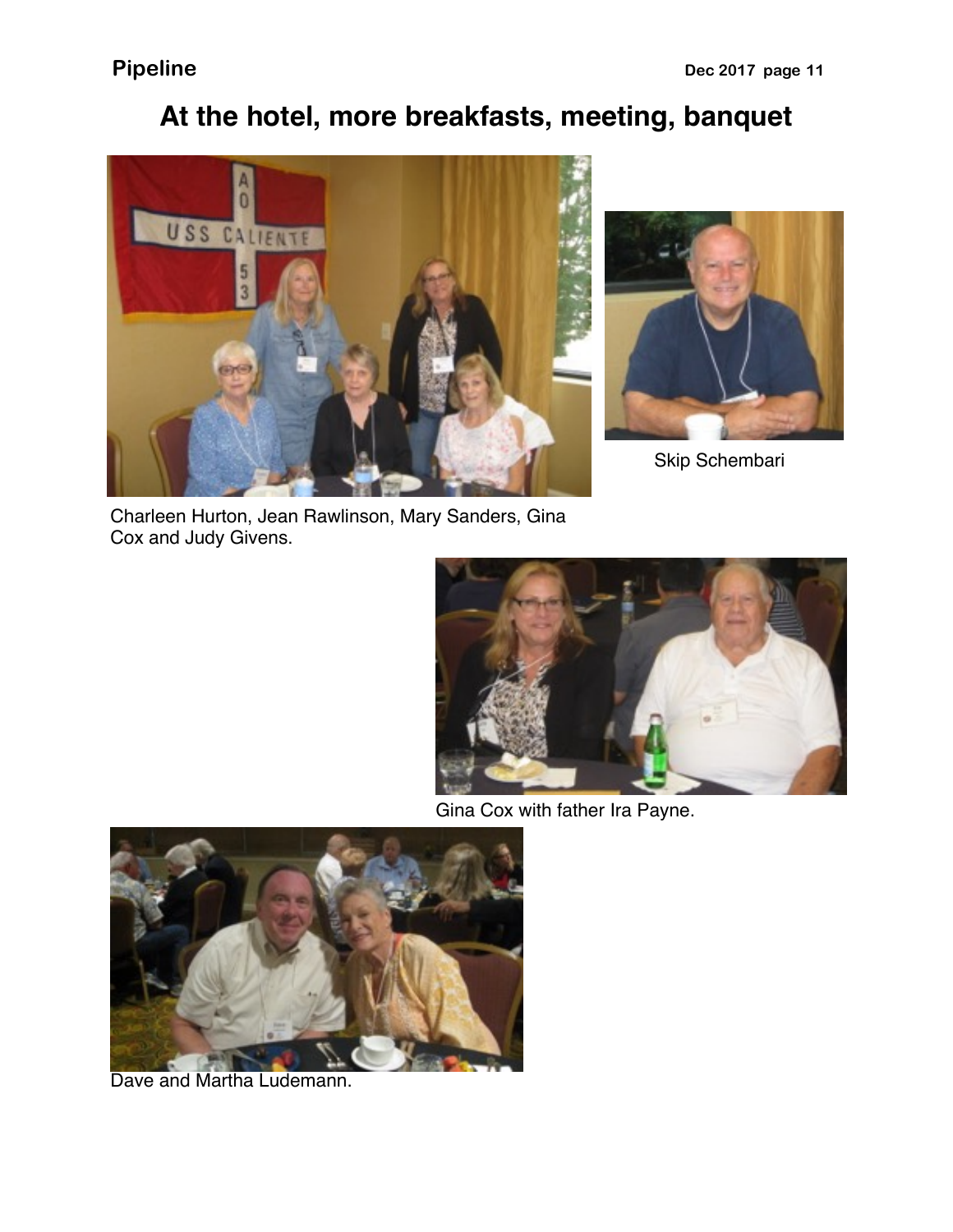# At the hotel, more breakfasts, meeting, banquet

Charleen Hurton, Jean Rawlinson, Mary Sanders, Gina Cox and Judy Givens.

Skip Schembari

Gina Cox with father Ira Payne.

Dave and Martha Ludemann.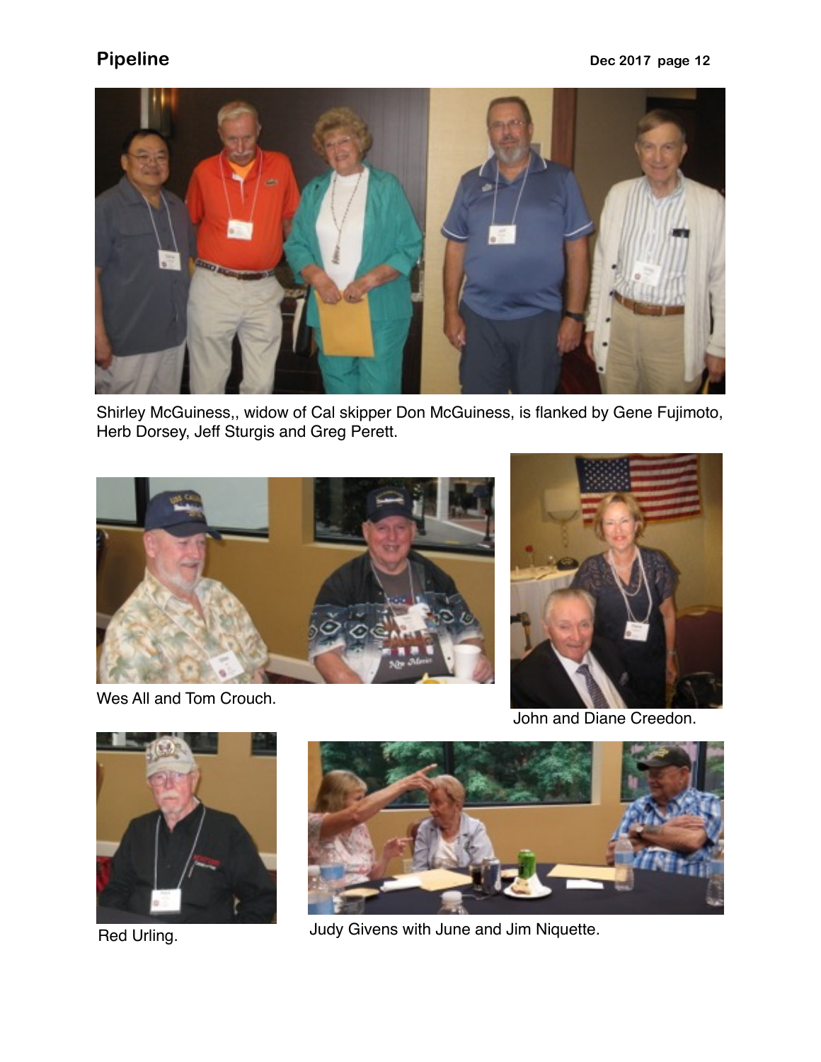Shirley McGuiness,, widow of Cal skipper Don McGuiness, is flanked by Gene Fujimoto, Herb Dorsey, Jeff Sturgis and Greg Perett.

Wes All and Tom Crouch.

John and Diane Creedon.

Red Urling.

Judy Givens with June and Jim Niquette.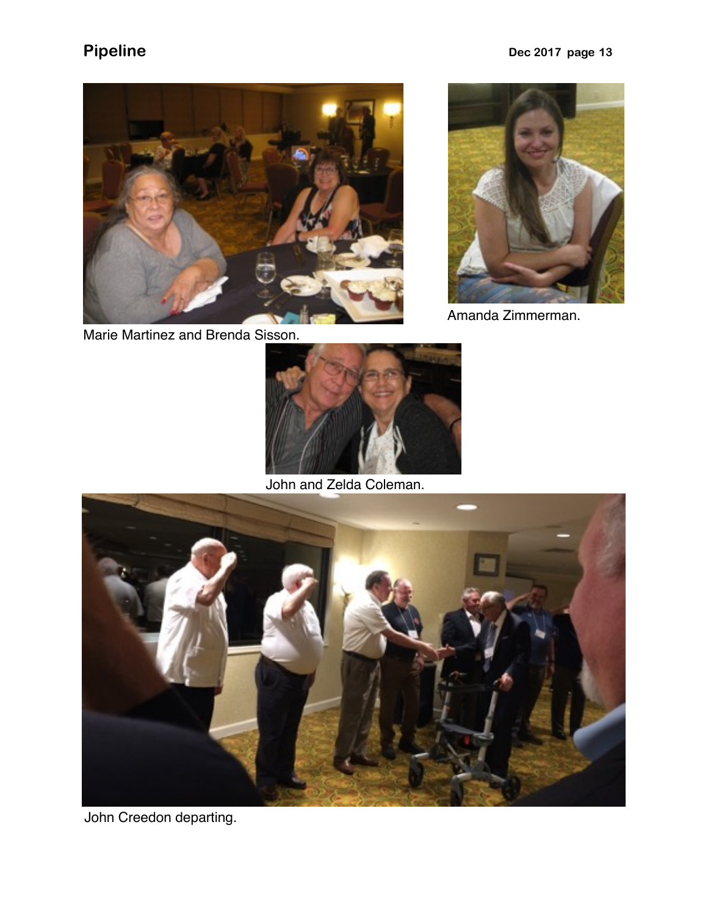Marie Martinez and Brenda Sisson.

Amanda Zimmerman.

John and Zelda Coleman.

John Creedon departing.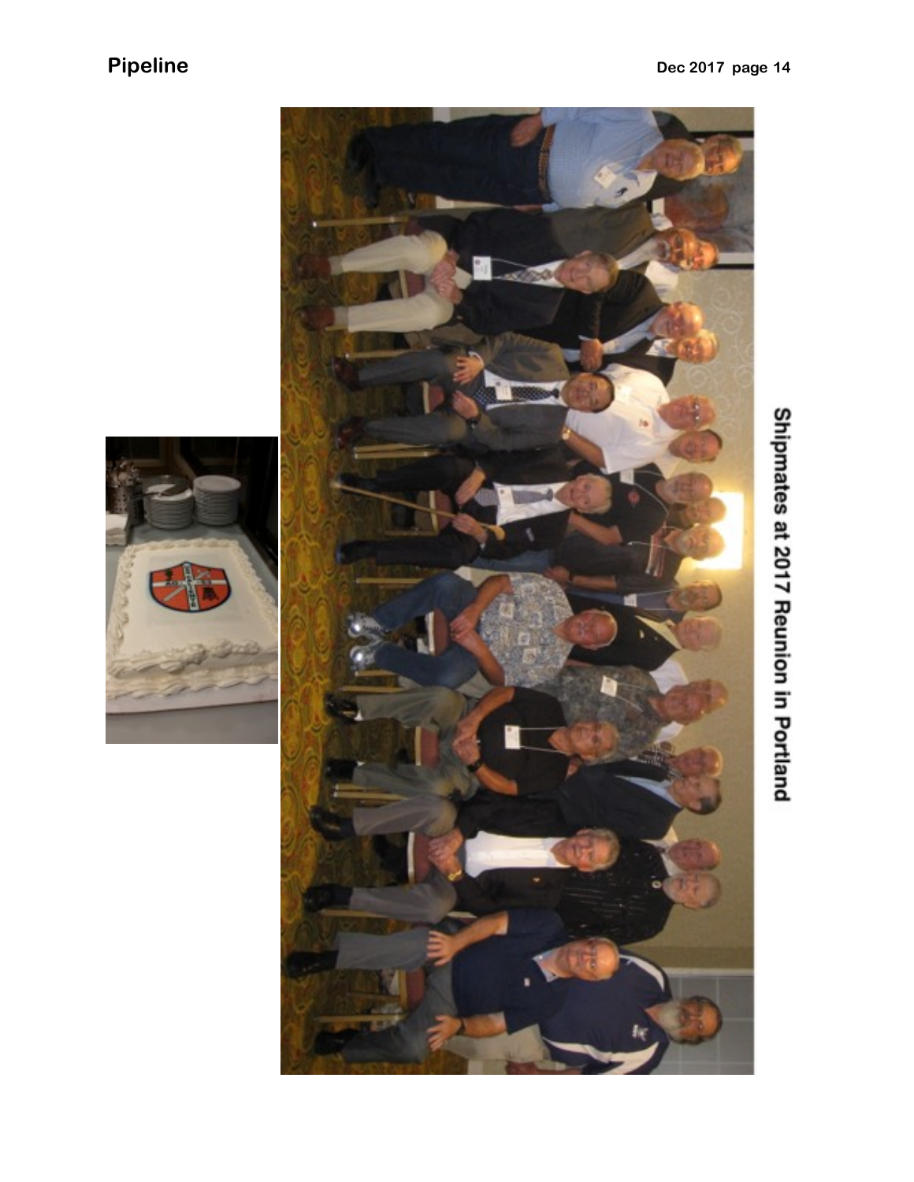Shipmates at 2017 Reunion in Portland